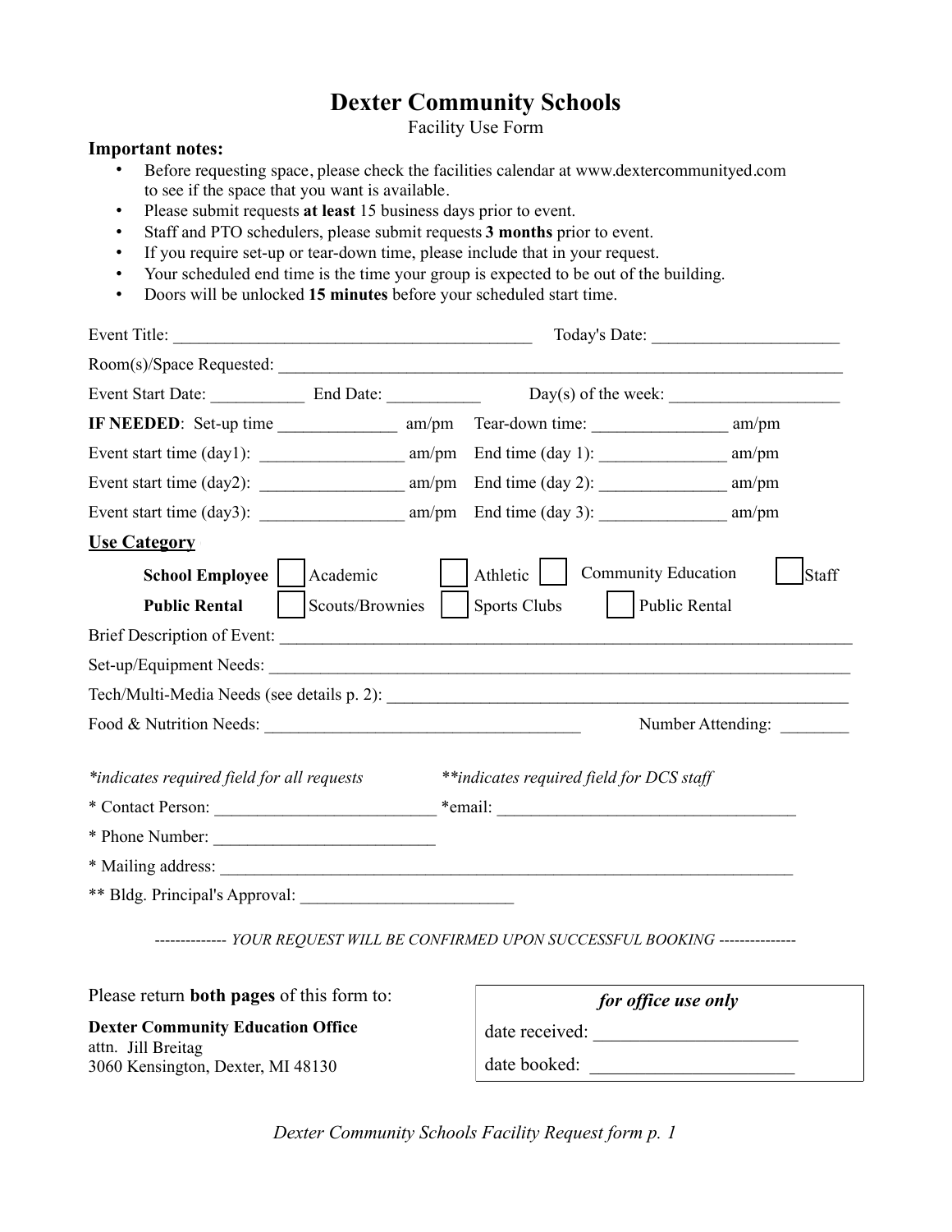# Dexter Community Schools

Facility Use Form

**Important notes:**

- Before requesting space, please check the facilities calendar at www.dextercommunityed.com to see if the space that you want is available.
- Please submit requests **at least** 15 business days prior to event.
- Staff and PTO schedulers, please submit requests **3 months** prior to event.
- If you require set-up or tear-down time, please include that in your request.
- Your scheduled end time is the time your group is expected to be out of the building.
- Doors will be unlocked **15 minutes** before your scheduled start time.

Event Title: ________________________________________ Today's Date: ______________________

Room(s)/Space Requested: ________________________________________________________________

Event Start Date: ___________ End Date: ___________ Day(s) of the week: ____________________

**IF NEEDED**: Set-up time ______________ am/pm Tear-down time: ________________ am/pm

Event start time (day1): _________________ am/pm End time (day 1): _______________ am/pm

Event start time (day2): _________________ am/pm End time (day 2): _______________ am/pm

Event start time (day3): _________________ am/pm End time (day 3): _______________ am/pm

**Use Category**

**School Employee** ☐ Academic ☐ Athletic ☐ Community Education ☐ Staff

**Public Rental** ☐ Scouts/Brownies ☐ Sports Clubs ☐ Public Rental

Brief Description of Event: ______________________________________________________________

Set-up/Equipment Needs: ________________________________________________________________

Tech/Multi-Media Needs (see details p. 2): ___________________________________________________

Food & Nutrition Needs: _____________________________________ Number Attending: ________

*\*indicates required field for all requests* *\*\*indicates required field for DCS staff*

\* Contact Person: __________________________ \*email: ___________________________________

\* Phone Number: __________________________

\* Mailing address: ______________________________________________________________________

\*\* Bldg. Principal's Approval: _________________________

*-------------- YOUR REQUEST WILL BE CONFIRMED UPON SUCCESSFUL BOOKING ---------------*

Please return **both pages** of this form to:

**Dexter Community Education Office**
attn. Jill Breitag
3060 Kensington, Dexter, MI 48130

| ***for office use only*** |
|---|
| date received: ______________________ |
| date booked: ______________________ |

*Dexter Community Schools Facility Request form p. 1*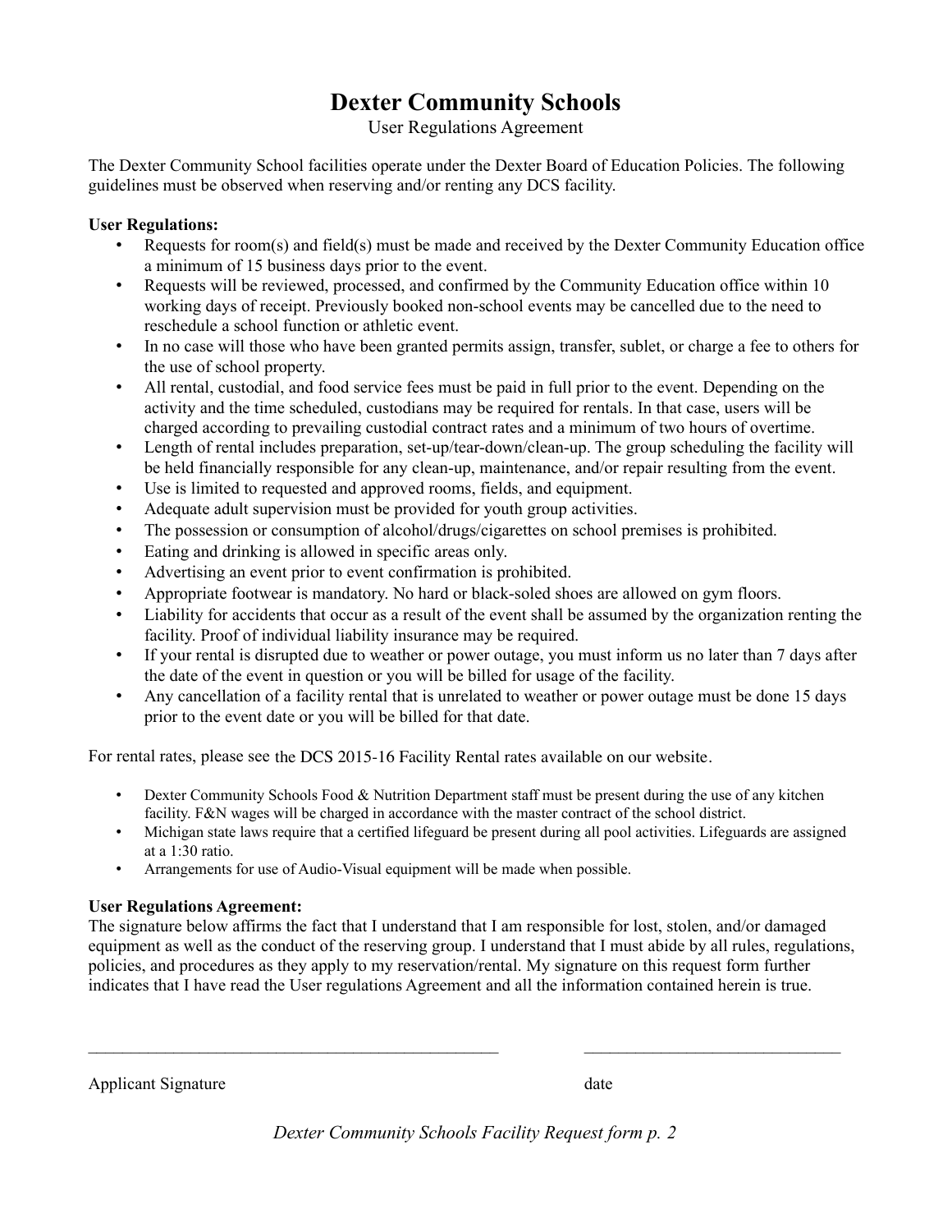# Dexter Community Schools

User Regulations Agreement

The Dexter Community School facilities operate under the Dexter Board of Education Policies. The following guidelines must be observed when reserving and/or renting any DCS facility.

**User Regulations:**

- Requests for room(s) and field(s) must be made and received by the Dexter Community Education office a minimum of 15 business days prior to the event.
- Requests will be reviewed, processed, and confirmed by the Community Education office within 10 working days of receipt. Previously booked non-school events may be cancelled due to the need to reschedule a school function or athletic event.
- In no case will those who have been granted permits assign, transfer, sublet, or charge a fee to others for the use of school property.
- All rental, custodial, and food service fees must be paid in full prior to the event. Depending on the activity and the time scheduled, custodians may be required for rentals. In that case, users will be charged according to prevailing custodial contract rates and a minimum of two hours of overtime.
- Length of rental includes preparation, set-up/tear-down/clean-up. The group scheduling the facility will be held financially responsible for any clean-up, maintenance, and/or repair resulting from the event.
- Use is limited to requested and approved rooms, fields, and equipment.
- Adequate adult supervision must be provided for youth group activities.
- The possession or consumption of alcohol/drugs/cigarettes on school premises is prohibited.
- Eating and drinking is allowed in specific areas only.
- Advertising an event prior to event confirmation is prohibited.
- Appropriate footwear is mandatory. No hard or black-soled shoes are allowed on gym floors.
- Liability for accidents that occur as a result of the event shall be assumed by the organization renting the facility. Proof of individual liability insurance may be required.
- If your rental is disrupted due to weather or power outage, you must inform us no later than 7 days after the date of the event in question or you will be billed for usage of the facility.
- Any cancellation of a facility rental that is unrelated to weather or power outage must be done 15 days prior to the event date or you will be billed for that date.

For rental rates, please see the DCS 2015-16 Facility Rental rates available on our website.

- Dexter Community Schools Food & Nutrition Department staff must be present during the use of any kitchen facility. F&N wages will be charged in accordance with the master contract of the school district.
- Michigan state laws require that a certified lifeguard be present during all pool activities. Lifeguards are assigned at a 1:30 ratio.
- Arrangements for use of Audio-Visual equipment will be made when possible.

**User Regulations Agreement:**

The signature below affirms the fact that I understand that I am responsible for lost, stolen, and/or damaged equipment as well as the conduct of the reserving group. I understand that I must abide by all rules, regulations, policies, and procedures as they apply to my reservation/rental. My signature on this request form further indicates that I have read the User regulations Agreement and all the information contained herein is true.

\_\_\_\_\_\_\_\_\_\_\_\_\_\_\_\_\_\_\_\_\_\_\_\_\_\_\_\_\_\_\_\_\_\_\_\_\_\_\_\_\_\_\_\_\_\_\_\_ \_\_\_\_\_\_\_\_\_\_\_\_\_\_\_\_\_\_\_\_\_\_\_\_\_\_\_\_\_\_

Applicant Signature date

*Dexter Community Schools Facility Request form p. 2*